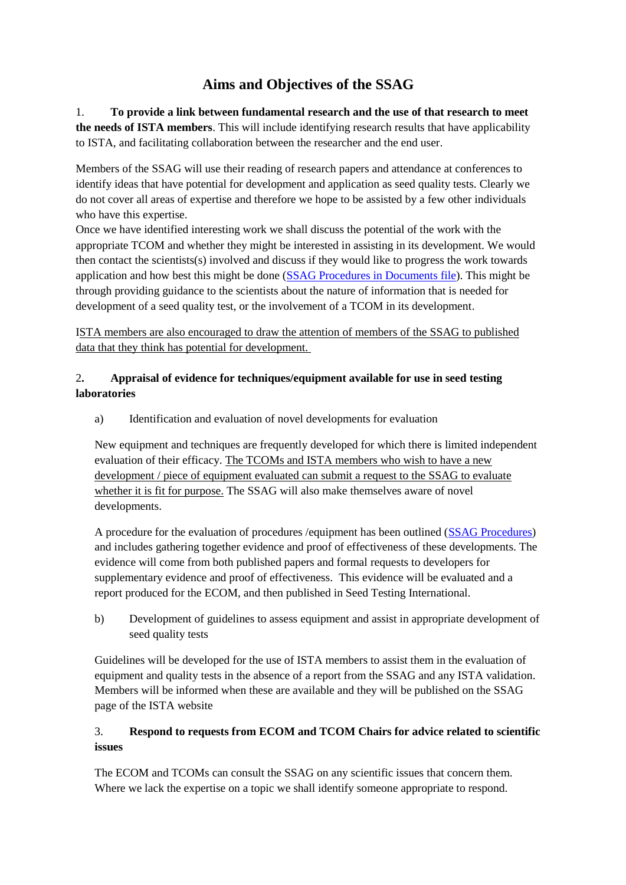# Aims and Objectives of the SSAG

1. **To provide a link between fundamental research and the use of that research to meet the needs of ISTA members**. This will include identifying research results that have applicability to ISTA, and facilitating collaboration between the researcher and the end user.

Members of the SSAG will use their reading of research papers and attendance at conferences to identify ideas that have potential for development and application as seed quality tests. Clearly we do not cover all areas of expertise and therefore we hope to be assisted by a few other individuals who have this expertise.

Once we have identified interesting work we shall discuss the potential of the work with the appropriate TCOM and whether they might be interested in assisting in its development. We would then contact the scientists(s) involved and discuss if they would like to progress the work towards application and how best this might be done (SSAG Procedures in Documents file). This might be through providing guidance to the scientists about the nature of information that is needed for development of a seed quality test, or the involvement of a TCOM in its development.

<u>ISTA members are also encouraged to draw the attention of members of the SSAG to published data that they think has potential for development.</u>

2. **Appraisal of evidence for techniques/equipment available for use in seed testing laboratories**

a) Identification and evaluation of novel developments for evaluation

New equipment and techniques are frequently developed for which there is limited independent evaluation of their efficacy. <u>The TCOMs and ISTA members who wish to have a new development / piece of equipment evaluated can submit a request to the SSAG to evaluate whether it is fit for purpose.</u> The SSAG will also make themselves aware of novel developments.

A procedure for the evaluation of procedures /equipment has been outlined (SSAG Procedures) and includes gathering together evidence and proof of effectiveness of these developments. The evidence will come from both published papers and formal requests to developers for supplementary evidence and proof of effectiveness. This evidence will be evaluated and a report produced for the ECOM, and then published in Seed Testing International.

b) Development of guidelines to assess equipment and assist in appropriate development of seed quality tests

Guidelines will be developed for the use of ISTA members to assist them in the evaluation of equipment and quality tests in the absence of a report from the SSAG and any ISTA validation. Members will be informed when these are available and they will be published on the SSAG page of the ISTA website

3. **Respond to requests from ECOM and TCOM Chairs for advice related to scientific issues**

The ECOM and TCOMs can consult the SSAG on any scientific issues that concern them. Where we lack the expertise on a topic we shall identify someone appropriate to respond.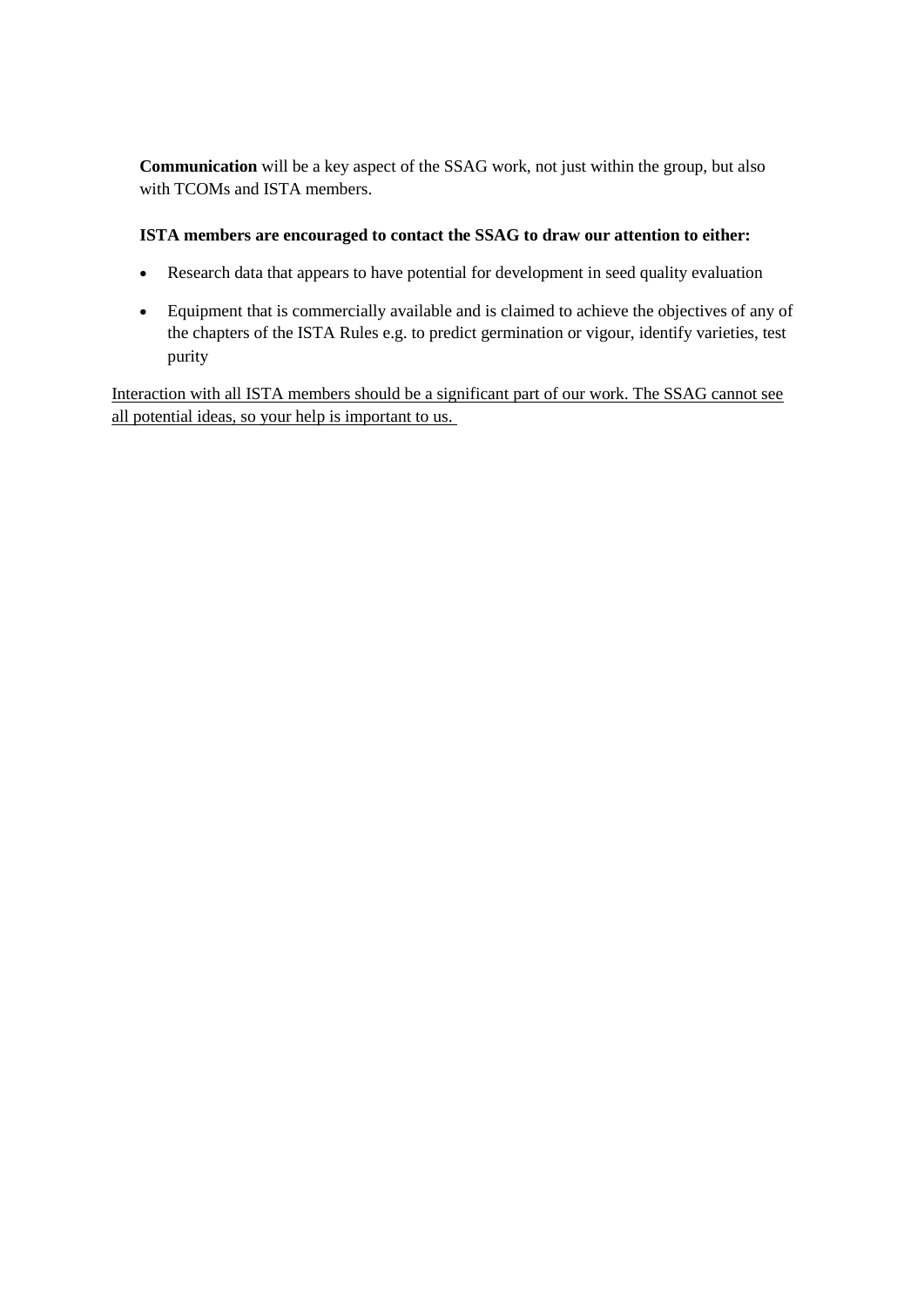**Communication** will be a key aspect of the SSAG work, not just within the group, but also with TCOMs and ISTA members.

**ISTA members are encouraged to contact the SSAG to draw our attention to either:**

- Research data that appears to have potential for development in seed quality evaluation
- Equipment that is commercially available and is claimed to achieve the objectives of any of the chapters of the ISTA Rules e.g. to predict germination or vigour, identify varieties, test purity

<u>Interaction with all ISTA members should be a significant part of our work. The SSAG cannot see all potential ideas, so your help is important to us.</u>